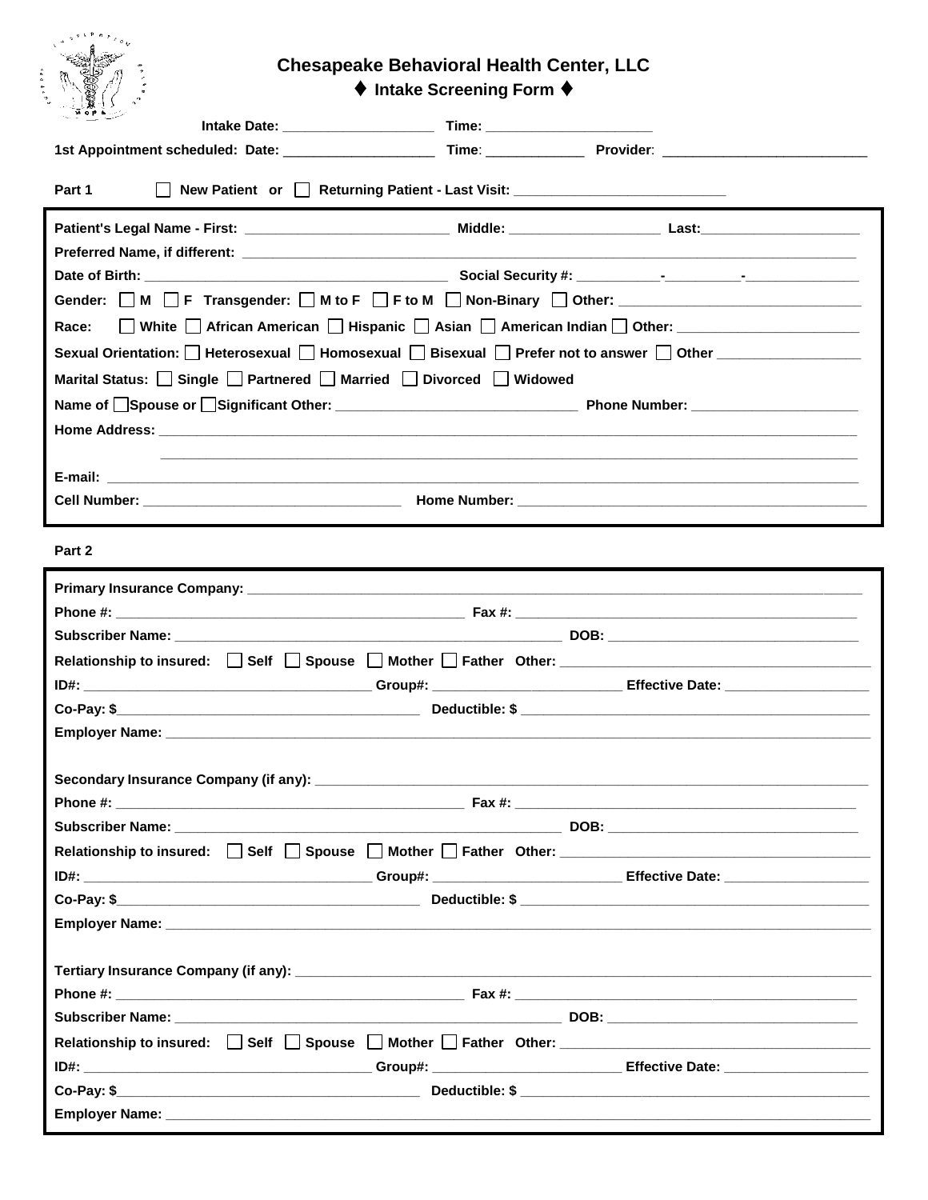# Chesapeake Behavioral Health Center, LLC

## ♦ Intake Screening Form ♦

**Intake Date:** ____________________ **Time:** ______________________

**1st Appointment scheduled: Date:** ____________________ **Time:** _____________ **Provider:** ___________________________

**Part 1** ☐ **New Patient or** ☐ **Returning Patient - Last Visit:** ____________________________

**Patient's Legal Name - First:** ___________________________ **Middle:** ____________________ **Last:** _____________________

**Preferred Name, if different:** ______________________________________________________________________________

**Date of Birth:** ________________________________________ **Social Security #:** ___________-__________-_______________

**Gender:** ☐ **M** ☐ **F Transgender:** ☐ **M to F** ☐ **F to M** ☐ **Non-Binary** ☐ **Other:** ________________________________

**Race:** ☐ **White** ☐ **African American** ☐ **Hispanic** ☐ **Asian** ☐ **American Indian** ☐ **Other:** ________________________

**Sexual Orientation:** ☐ **Heterosexual** ☐ **Homosexual** ☐ **Bisexual** ☐ **Prefer not to answer** ☐ **Other** __________________

**Marital Status:** ☐ **Single** ☐ **Partnered** ☐ **Married** ☐ **Divorced** ☐ **Widowed**

**Name of** ☐**Spouse or** ☐**Significant Other:** ________________________________ **Phone Number:** ______________________

**Home Address:** ______________________________________________________________________________________

______________________________________________________________________________________

**E-mail:** ___________________________________________________________________________________________

**Cell Number:** ___________________________________ **Home Number:** _______________________________________________

**Part 2**

**Primary Insurance Company:** _________________________________________________________________________

**Phone #:** _____________________________________________ **Fax #:** _____________________________________________

**Subscriber Name:** _____________________________________________________ **DOB:** __________________________________

**Relationship to insured:** ☐ **Self** ☐ **Spouse** ☐ **Mother** ☐ **Father Other:** ________________________________________

**ID#:** _____________________________________ **Group#:** ________________________ **Effective Date:** ___________________

**Co-Pay: $**________________________________________ **Deductible: $** _______________________________________________

**Employer Name:** _____________________________________________________________________________________

**Secondary Insurance Company (if any):** __________________________________________________________________

**Phone #:** _____________________________________________ **Fax #:** _____________________________________________

**Subscriber Name:** _____________________________________________________ **DOB:** __________________________________

**Relationship to insured:** ☐ **Self** ☐ **Spouse** ☐ **Mother** ☐ **Father Other:** ________________________________________

**ID#:** _____________________________________ **Group#:** ________________________ **Effective Date:** ___________________

**Co-Pay: $**________________________________________ **Deductible: $** _______________________________________________

**Employer Name:** _____________________________________________________________________________________

**Tertiary Insurance Company (if any):** ____________________________________________________________________

**Phone #:** _____________________________________________ **Fax #:** _____________________________________________

**Subscriber Name:** _____________________________________________________ **DOB:** __________________________________

**Relationship to insured:** ☐ **Self** ☐ **Spouse** ☐ **Mother** ☐ **Father Other:** ________________________________________

**ID#:** _____________________________________ **Group#:** ________________________ **Effective Date:** ___________________

**Co-Pay: $**________________________________________ **Deductible: $** _______________________________________________

**Employer Name:** _____________________________________________________________________________________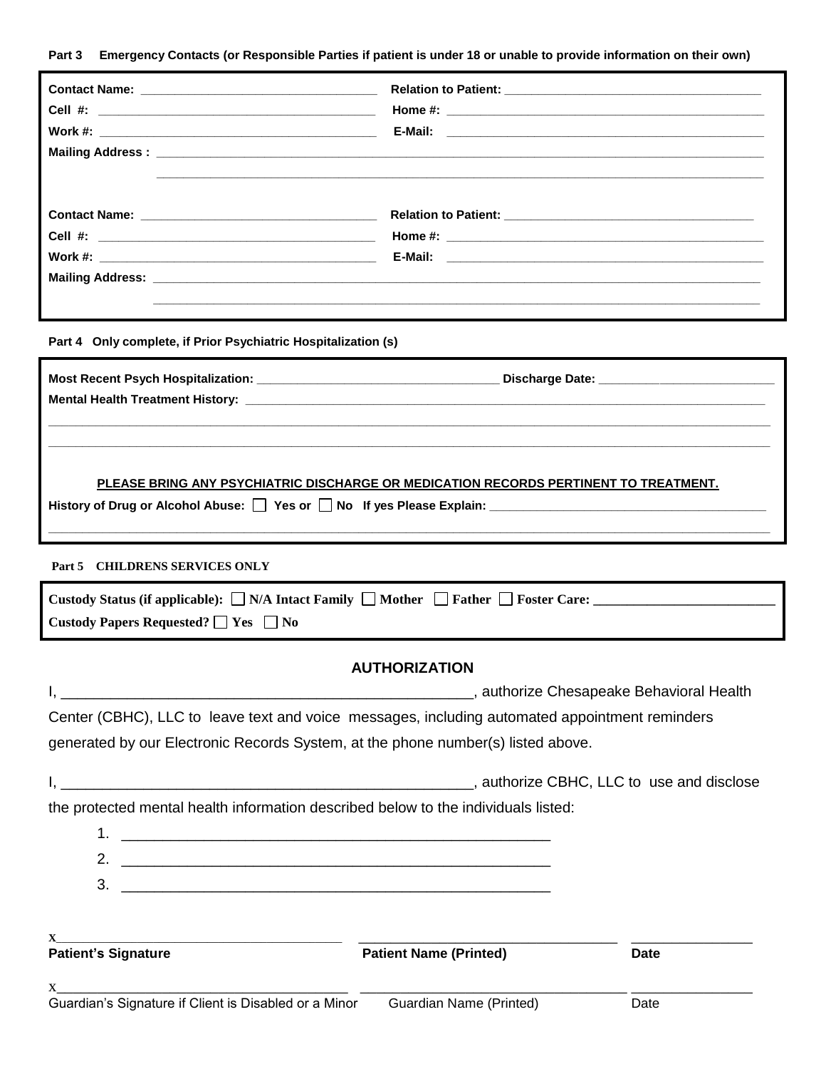**Part 3 Emergency Contacts (or Responsible Parties if patient is under 18 or unable to provide information on their own)**

**Contact Name:** ___________________________________ **Relation to Patient:** _____________________________________

**Cell #:** _________________________________________ **Home #:** _____________________________________________

**Work #:** ________________________________________ **E-Mail:** _____________________________________________

**Mailing Address :** ___________________________________________________________________________________________

_____________________________________________________________________________________________________

**Contact Name:** ___________________________________ **Relation to Patient:** ____________________________________

**Cell #:** _________________________________________ **Home #:** _____________________________________________

**Work #:** ________________________________________ **E-Mail:** _____________________________________________

**Mailing Address:** ____________________________________________________________________________________________

_____________________________________________________________________________________________________

**Part 4 Only complete, if Prior Psychiatric Hospitalization (s)**

**Most Recent Psych Hospitalization:** ____________________________________ **Discharge Date:** __________________________

**Mental Health Treatment History:** ______________________________________________________________________________

_____________________________________________________________________________________________________

_____________________________________________________________________________________________________

**PLEASE BRING ANY PSYCHIATRIC DISCHARGE OR MEDICATION RECORDS PERTINENT TO TREATMENT.**

**History of Drug or Alcohol Abuse:** ☐ **Yes or** ☐ **No If yes Please Explain:** ________________________________________

_____________________________________________________________________________________________________

**Part 5 CHILDRENS SERVICES ONLY**

**Custody Status (if applicable):** ☐ **N/A Intact Family** ☐ **Mother** ☐ **Father** ☐ **Foster Care:** ___________________________

**Custody Papers Requested?** ☐ **Yes** ☐ **No**

## AUTHORIZATION

I, ____________________________________________________, authorize Chesapeake Behavioral Health Center (CBHC), LLC to leave text and voice messages, including automated appointment reminders generated by our Electronic Records System, at the phone number(s) listed above.

I, ____________________________________________________, authorize CBHC, LLC to use and disclose the protected mental health information described below to the individuals listed:

1. ______________________________________________________
2. ______________________________________________________
3. ______________________________________________________

x_______________________________________ _________________________________ ________________

**Patient's Signature** **Patient Name (Printed)** **Date**

x_______________________________________ _________________________________ ________________

Guardian's Signature if Client is Disabled or a Minor Guardian Name (Printed) Date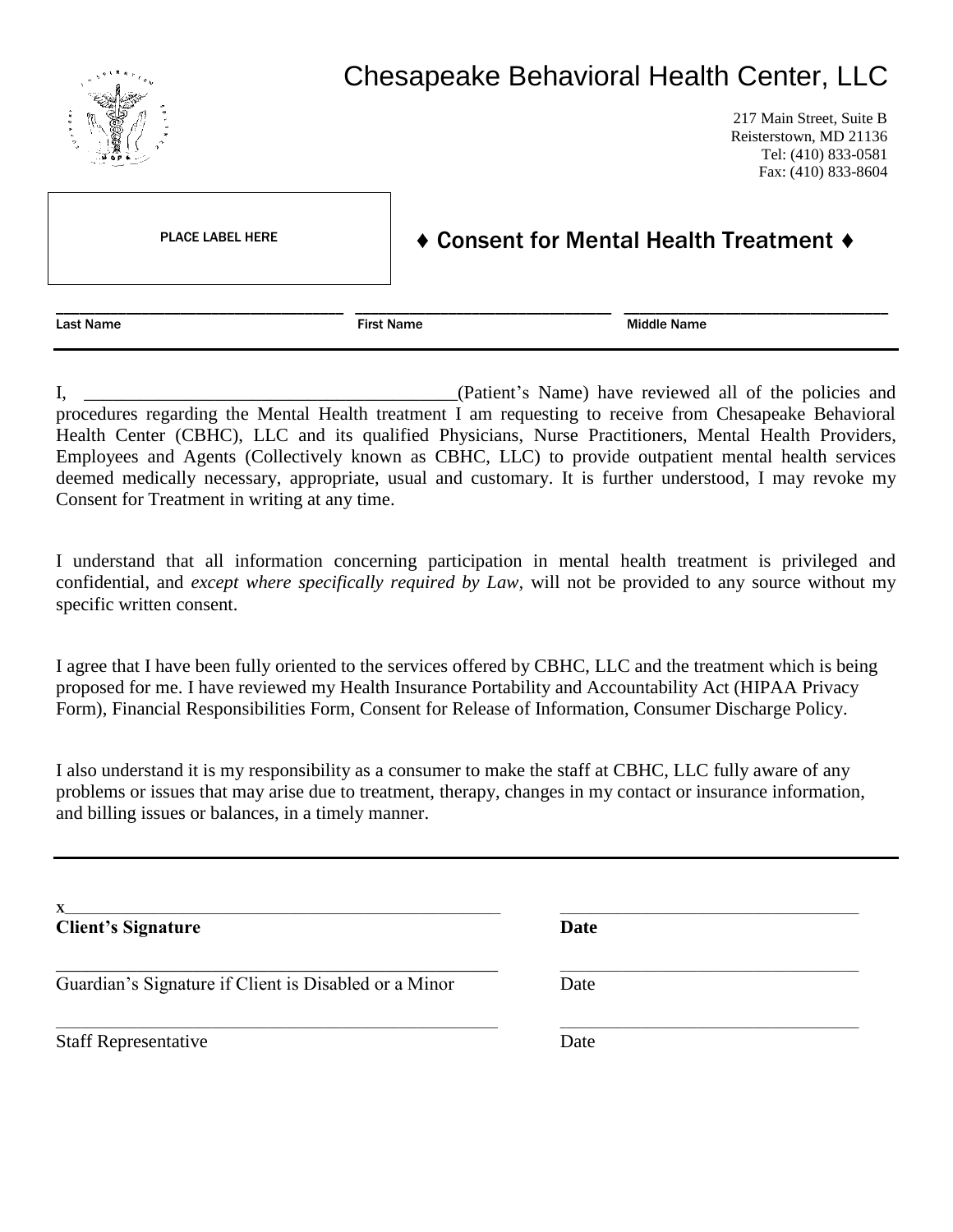# Chesapeake Behavioral Health Center, LLC

217 Main Street, Suite B
Reisterstown, MD 21136
Tel: (410) 833-0581
Fax: (410) 833-8604

PLACE LABEL HERE

## ♦ Consent for Mental Health Treatment ♦

| Last Name | First Name | Middle Name |
|---|---|---|
| | | |

I, ________________________________________(Patient's Name) have reviewed all of the policies and procedures regarding the Mental Health treatment I am requesting to receive from Chesapeake Behavioral Health Center (CBHC), LLC and its qualified Physicians, Nurse Practitioners, Mental Health Providers, Employees and Agents (Collectively known as CBHC, LLC) to provide outpatient mental health services deemed medically necessary, appropriate, usual and customary. It is further understood, I may revoke my Consent for Treatment in writing at any time.

I understand that all information concerning participation in mental health treatment is privileged and confidential, and *except where specifically required by Law*, will not be provided to any source without my specific written consent.

I agree that I have been fully oriented to the services offered by CBHC, LLC and the treatment which is being proposed for me. I have reviewed my Health Insurance Portability and Accountability Act (HIPAA Privacy Form), Financial Responsibilities Form, Consent for Release of Information, Consumer Discharge Policy.

I also understand it is my responsibility as a consumer to make the staff at CBHC, LLC fully aware of any problems or issues that may arise due to treatment, therapy, changes in my contact or insurance information, and billing issues or balances, in a timely manner.

x_____________________________________________ ______________________________
**Client's Signature** **Date**

_____________________________________________ ______________________________
Guardian's Signature if Client is Disabled or a Minor Date

_____________________________________________ ______________________________
Staff Representative Date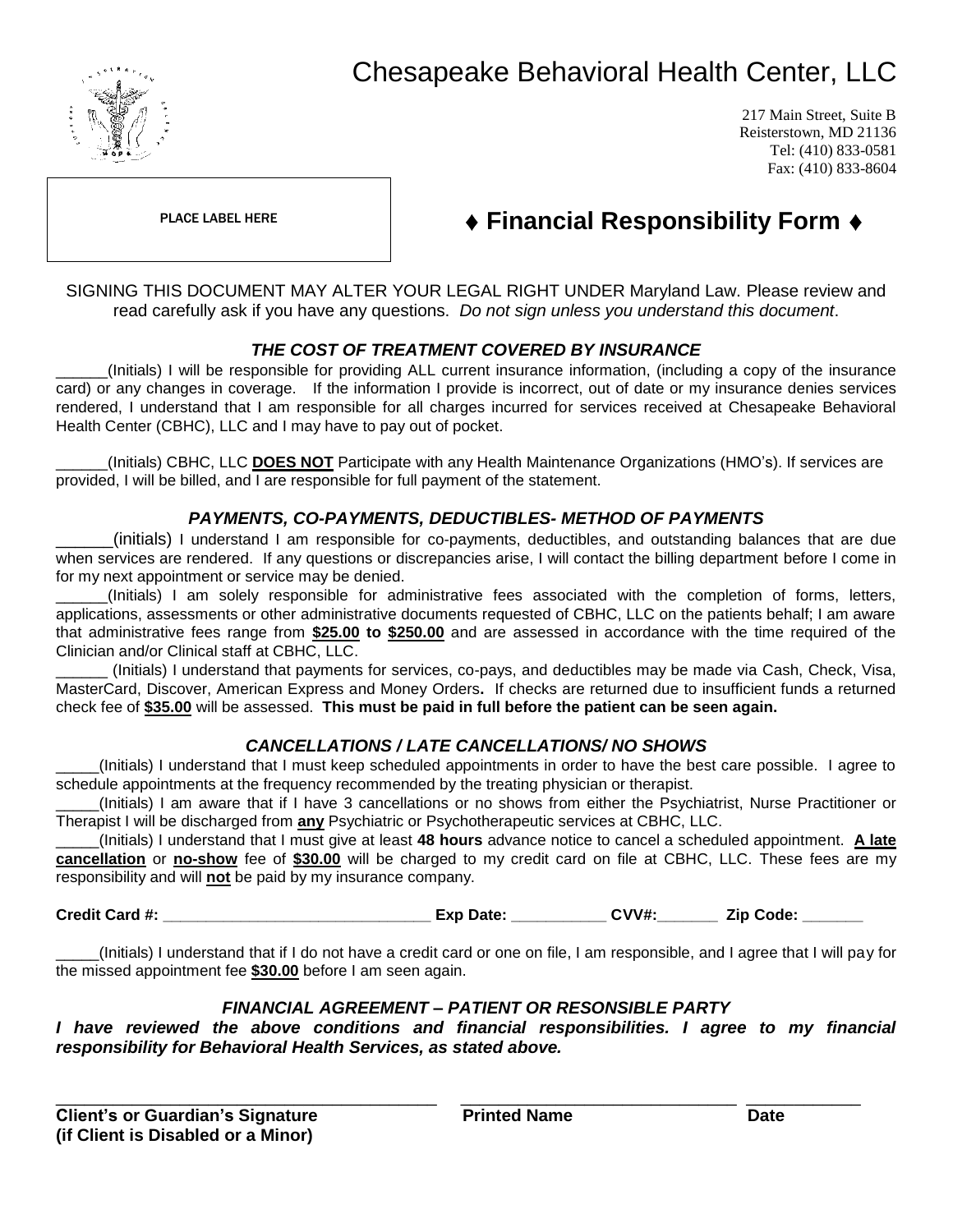# Chesapeake Behavioral Health Center, LLC

217 Main Street, Suite B
Reisterstown, MD 21136
Tel: (410) 833-0581
Fax: (410) 833-8604

PLACE LABEL HERE

## ♦ Financial Responsibility Form ♦

SIGNING THIS DOCUMENT MAY ALTER YOUR LEGAL RIGHT UNDER Maryland Law. Please review and read carefully ask if you have any questions. *Do not sign unless you understand this document*.

### *THE COST OF TREATMENT COVERED BY INSURANCE*

______(Initials) I will be responsible for providing ALL current insurance information, (including a copy of the insurance card) or any changes in coverage. If the information I provide is incorrect, out of date or my insurance denies services rendered, I understand that I am responsible for all charges incurred for services received at Chesapeake Behavioral Health Center (CBHC), LLC and I may have to pay out of pocket.

______(Initials) CBHC, LLC **DOES NOT** Participate with any Health Maintenance Organizations (HMO's). If services are provided, I will be billed, and I are responsible for full payment of the statement.

### *PAYMENTS, CO-PAYMENTS, DEDUCTIBLES- METHOD OF PAYMENTS*

______(initials) I understand I am responsible for co-payments, deductibles, and outstanding balances that are due when services are rendered. If any questions or discrepancies arise, I will contact the billing department before I come in for my next appointment or service may be denied.

______(Initials) I am solely responsible for administrative fees associated with the completion of forms, letters, applications, assessments or other administrative documents requested of CBHC, LLC on the patients behalf; I am aware that administrative fees range from **$25.00 to $250.00** and are assessed in accordance with the time required of the Clinician and/or Clinical staff at CBHC, LLC.

______ (Initials) I understand that payments for services, co-pays, and deductibles may be made via Cash, Check, Visa, MasterCard, Discover, American Express and Money Orders**.** If checks are returned due to insufficient funds a returned check fee of **$35.00** will be assessed. **This must be paid in full before the patient can be seen again.**

### *CANCELLATIONS / LATE CANCELLATIONS/ NO SHOWS*

_____(Initials) I understand that I must keep scheduled appointments in order to have the best care possible. I agree to schedule appointments at the frequency recommended by the treating physician or therapist.

_____(Initials) I am aware that if I have 3 cancellations or no shows from either the Psychiatrist, Nurse Practitioner or Therapist I will be discharged from **any** Psychiatric or Psychotherapeutic services at CBHC, LLC.

_____(Initials) I understand that I must give at least **48 hours** advance notice to cancel a scheduled appointment. **A late cancellation** or **no-show** fee of **$30.00** will be charged to my credit card on file at CBHC, LLC. These fees are my responsibility and will **not** be paid by my insurance company.

**Credit Card #: _______________________________ Exp Date: ___________ CVV#:_______ Zip Code: _______**

_____(Initials) I understand that if I do not have a credit card or one on file, I am responsible, and I agree that I will pay for the missed appointment fee **$30.00** before I am seen again.

### *FINANCIAL AGREEMENT – PATIENT OR RESONSIBLE PARTY*

***I have reviewed the above conditions and financial responsibilities. I agree to my financial responsibility for Behavioral Health Services, as stated above.***

_________________________________________ ______________________________ ____________

**Client's or Guardian's Signature** **Printed Name** **Date**
**(if Client is Disabled or a Minor)**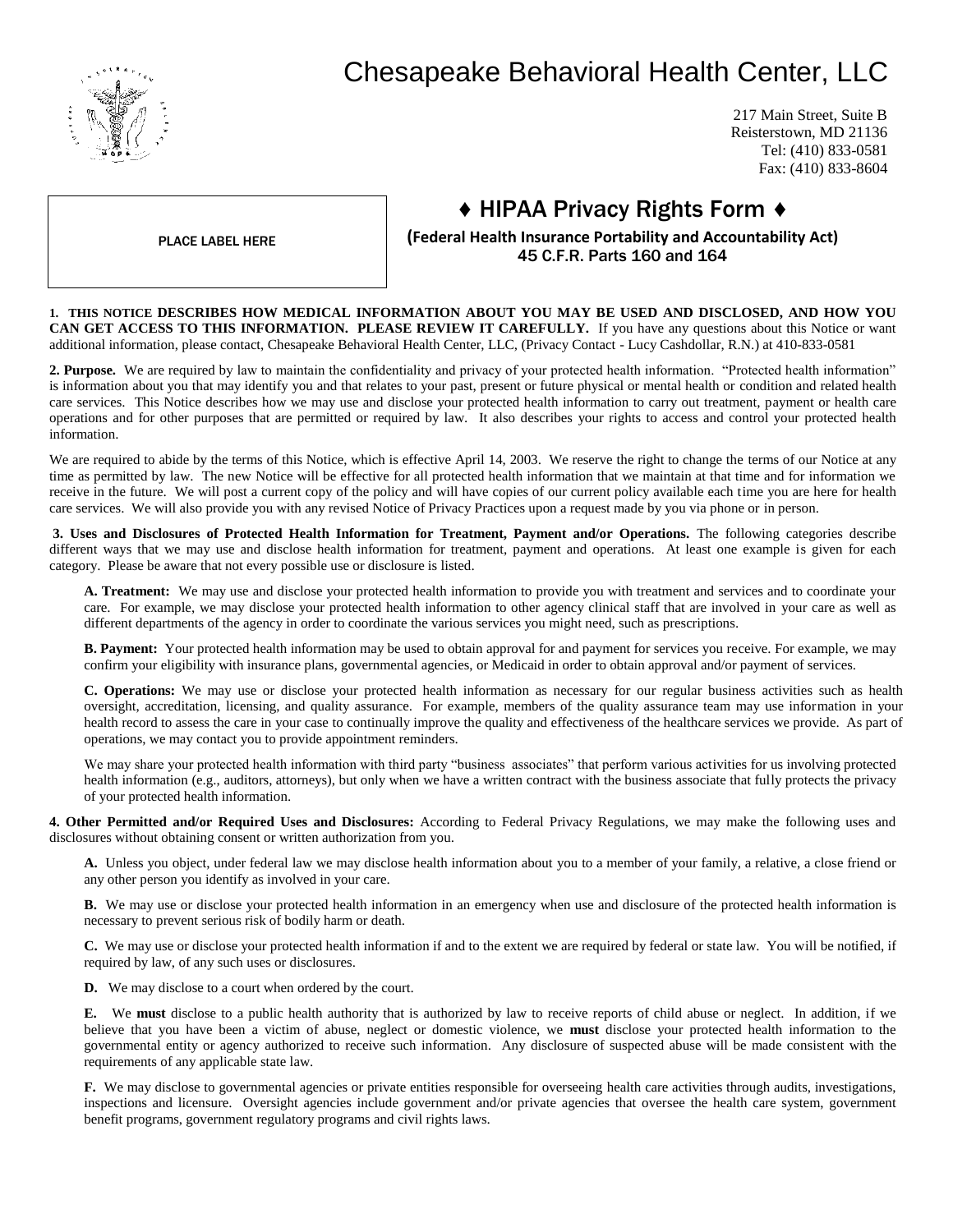# Chesapeake Behavioral Health Center, LLC

217 Main Street, Suite B
Reisterstown, MD 21136
Tel: (410) 833-0581
Fax: (410) 833-8604

PLACE LABEL HERE

## ♦ HIPAA Privacy Rights Form ♦

**(Federal Health Insurance Portability and Accountability Act)**
**45 C.F.R. Parts 160 and 164**

**1. THIS NOTICE DESCRIBES HOW MEDICAL INFORMATION ABOUT YOU MAY BE USED AND DISCLOSED, AND HOW YOU CAN GET ACCESS TO THIS INFORMATION. PLEASE REVIEW IT CAREFULLY.** If you have any questions about this Notice or want additional information, please contact, Chesapeake Behavioral Health Center, LLC, (Privacy Contact - Lucy Cashdollar, R.N.) at 410-833-0581

**2. Purpose.** We are required by law to maintain the confidentiality and privacy of your protected health information. "Protected health information" is information about you that may identify you and that relates to your past, present or future physical or mental health or condition and related health care services. This Notice describes how we may use and disclose your protected health information to carry out treatment, payment or health care operations and for other purposes that are permitted or required by law. It also describes your rights to access and control your protected health information.

We are required to abide by the terms of this Notice, which is effective April 14, 2003. We reserve the right to change the terms of our Notice at any time as permitted by law. The new Notice will be effective for all protected health information that we maintain at that time and for information we receive in the future. We will post a current copy of the policy and will have copies of our current policy available each time you are here for health care services. We will also provide you with any revised Notice of Privacy Practices upon a request made by you via phone or in person.

**3. Uses and Disclosures of Protected Health Information for Treatment, Payment and/or Operations.** The following categories describe different ways that we may use and disclose health information for treatment, payment and operations. At least one example is given for each category. Please be aware that not every possible use or disclosure is listed.

**A. Treatment:** We may use and disclose your protected health information to provide you with treatment and services and to coordinate your care. For example, we may disclose your protected health information to other agency clinical staff that are involved in your care as well as different departments of the agency in order to coordinate the various services you might need, such as prescriptions.

**B. Payment:** Your protected health information may be used to obtain approval for and payment for services you receive. For example, we may confirm your eligibility with insurance plans, governmental agencies, or Medicaid in order to obtain approval and/or payment of services.

**C. Operations:** We may use or disclose your protected health information as necessary for our regular business activities such as health oversight, accreditation, licensing, and quality assurance. For example, members of the quality assurance team may use information in your health record to assess the care in your case to continually improve the quality and effectiveness of the healthcare services we provide. As part of operations, we may contact you to provide appointment reminders.

We may share your protected health information with third party "business associates" that perform various activities for us involving protected health information (e.g., auditors, attorneys), but only when we have a written contract with the business associate that fully protects the privacy of your protected health information.

**4. Other Permitted and/or Required Uses and Disclosures:** According to Federal Privacy Regulations, we may make the following uses and disclosures without obtaining consent or written authorization from you.

**A.** Unless you object, under federal law we may disclose health information about you to a member of your family, a relative, a close friend or any other person you identify as involved in your care.

**B.** We may use or disclose your protected health information in an emergency when use and disclosure of the protected health information is necessary to prevent serious risk of bodily harm or death.

**C.** We may use or disclose your protected health information if and to the extent we are required by federal or state law. You will be notified, if required by law, of any such uses or disclosures.

**D.** We may disclose to a court when ordered by the court.

**E.** We **must** disclose to a public health authority that is authorized by law to receive reports of child abuse or neglect. In addition, if we believe that you have been a victim of abuse, neglect or domestic violence, we **must** disclose your protected health information to the governmental entity or agency authorized to receive such information. Any disclosure of suspected abuse will be made consistent with the requirements of any applicable state law.

**F.** We may disclose to governmental agencies or private entities responsible for overseeing health care activities through audits, investigations, inspections and licensure. Oversight agencies include government and/or private agencies that oversee the health care system, government benefit programs, government regulatory programs and civil rights laws.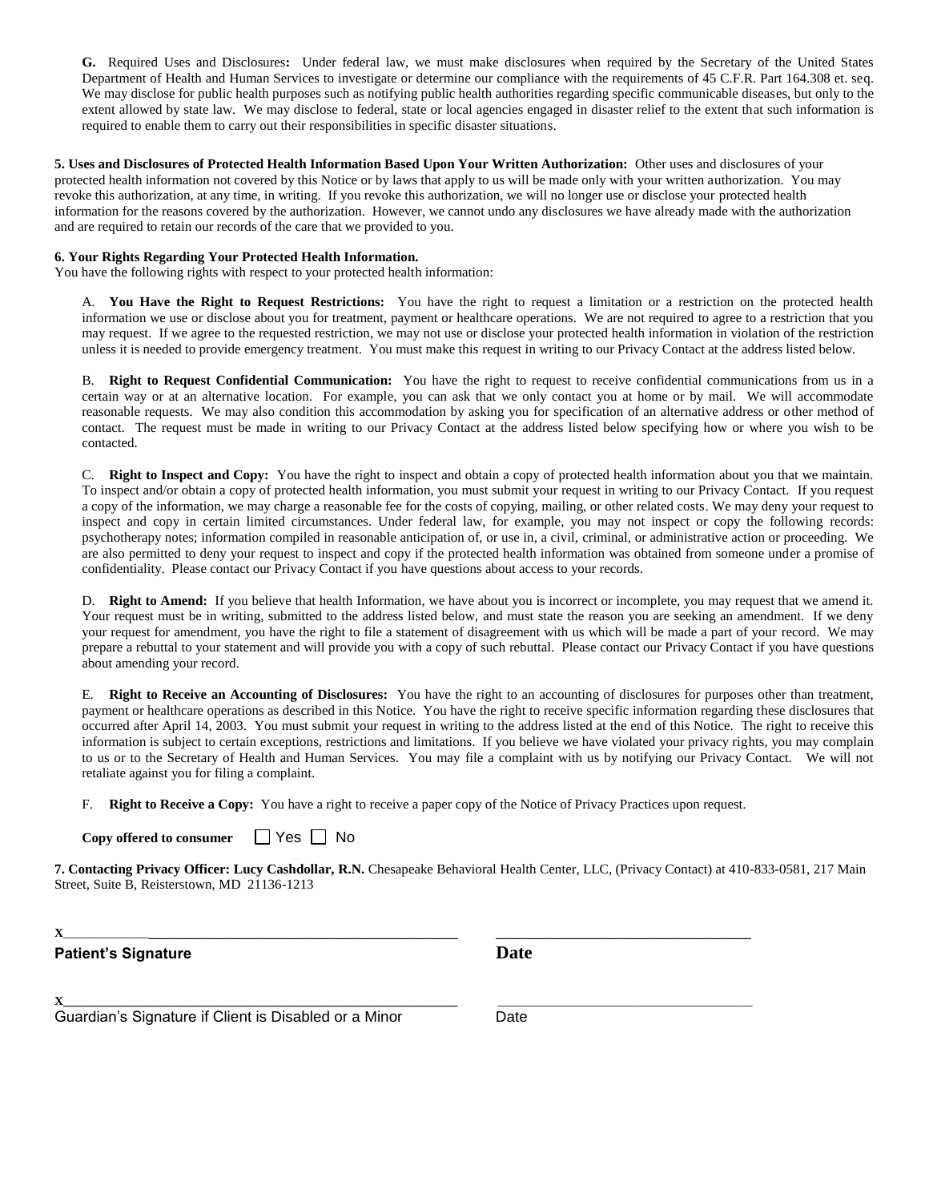**G.** Required Uses and Disclosures**:** Under federal law, we must make disclosures when required by the Secretary of the United States Department of Health and Human Services to investigate or determine our compliance with the requirements of 45 C.F.R. Part 164.308 et. seq. We may disclose for public health purposes such as notifying public health authorities regarding specific communicable diseases, but only to the extent allowed by state law. We may disclose to federal, state or local agencies engaged in disaster relief to the extent that such information is required to enable them to carry out their responsibilities in specific disaster situations.

**5. Uses and Disclosures of Protected Health Information Based Upon Your Written Authorization:** Other uses and disclosures of your protected health information not covered by this Notice or by laws that apply to us will be made only with your written authorization. You may revoke this authorization, at any time, in writing. If you revoke this authorization, we will no longer use or disclose your protected health information for the reasons covered by the authorization. However, we cannot undo any disclosures we have already made with the authorization and are required to retain our records of the care that we provided to you.

**6. Your Rights Regarding Your Protected Health Information.**
You have the following rights with respect to your protected health information:

A. **You Have the Right to Request Restrictions:** You have the right to request a limitation or a restriction on the protected health information we use or disclose about you for treatment, payment or healthcare operations. We are not required to agree to a restriction that you may request. If we agree to the requested restriction, we may not use or disclose your protected health information in violation of the restriction unless it is needed to provide emergency treatment. You must make this request in writing to our Privacy Contact at the address listed below.

B. **Right to Request Confidential Communication:** You have the right to request to receive confidential communications from us in a certain way or at an alternative location. For example, you can ask that we only contact you at home or by mail. We will accommodate reasonable requests. We may also condition this accommodation by asking you for specification of an alternative address or other method of contact. The request must be made in writing to our Privacy Contact at the address listed below specifying how or where you wish to be contacted.

C. **Right to Inspect and Copy:** You have the right to inspect and obtain a copy of protected health information about you that we maintain. To inspect and/or obtain a copy of protected health information, you must submit your request in writing to our Privacy Contact. If you request a copy of the information, we may charge a reasonable fee for the costs of copying, mailing, or other related costs. We may deny your request to inspect and copy in certain limited circumstances. Under federal law, for example, you may not inspect or copy the following records: psychotherapy notes; information compiled in reasonable anticipation of, or use in, a civil, criminal, or administrative action or proceeding. We are also permitted to deny your request to inspect and copy if the protected health information was obtained from someone under a promise of confidentiality. Please contact our Privacy Contact if you have questions about access to your records.

D. **Right to Amend:** If you believe that health Information, we have about you is incorrect or incomplete, you may request that we amend it. Your request must be in writing, submitted to the address listed below, and must state the reason you are seeking an amendment. If we deny your request for amendment, you have the right to file a statement of disagreement with us which will be made a part of your record. We may prepare a rebuttal to your statement and will provide you with a copy of such rebuttal. Please contact our Privacy Contact if you have questions about amending your record.

E. **Right to Receive an Accounting of Disclosures:** You have the right to an accounting of disclosures for purposes other than treatment, payment or healthcare operations as described in this Notice. You have the right to receive specific information regarding these disclosures that occurred after April 14, 2003. You must submit your request in writing to the address listed at the end of this Notice. The right to receive this information is subject to certain exceptions, restrictions and limitations. If you believe we have violated your privacy rights, you may complain to us or to the Secretary of Health and Human Services. You may file a complaint with us by notifying our Privacy Contact. We will not retaliate against you for filing a complaint.

F. **Right to Receive a Copy:** You have a right to receive a paper copy of the Notice of Privacy Practices upon request.

**Copy offered to consumer** ☐ Yes ☐ No

**7. Contacting Privacy Officer: Lucy Cashdollar, R.N.** Chesapeake Behavioral Health Center, LLC, (Privacy Contact) at 410-833-0581, 217 Main Street, Suite B, Reisterstown, MD 21136-1213

x______________________________________________ ______________________________

**Patient's Signature** **Date**

x______________________________________________ ______________________________

Guardian's Signature if Client is Disabled or a Minor Date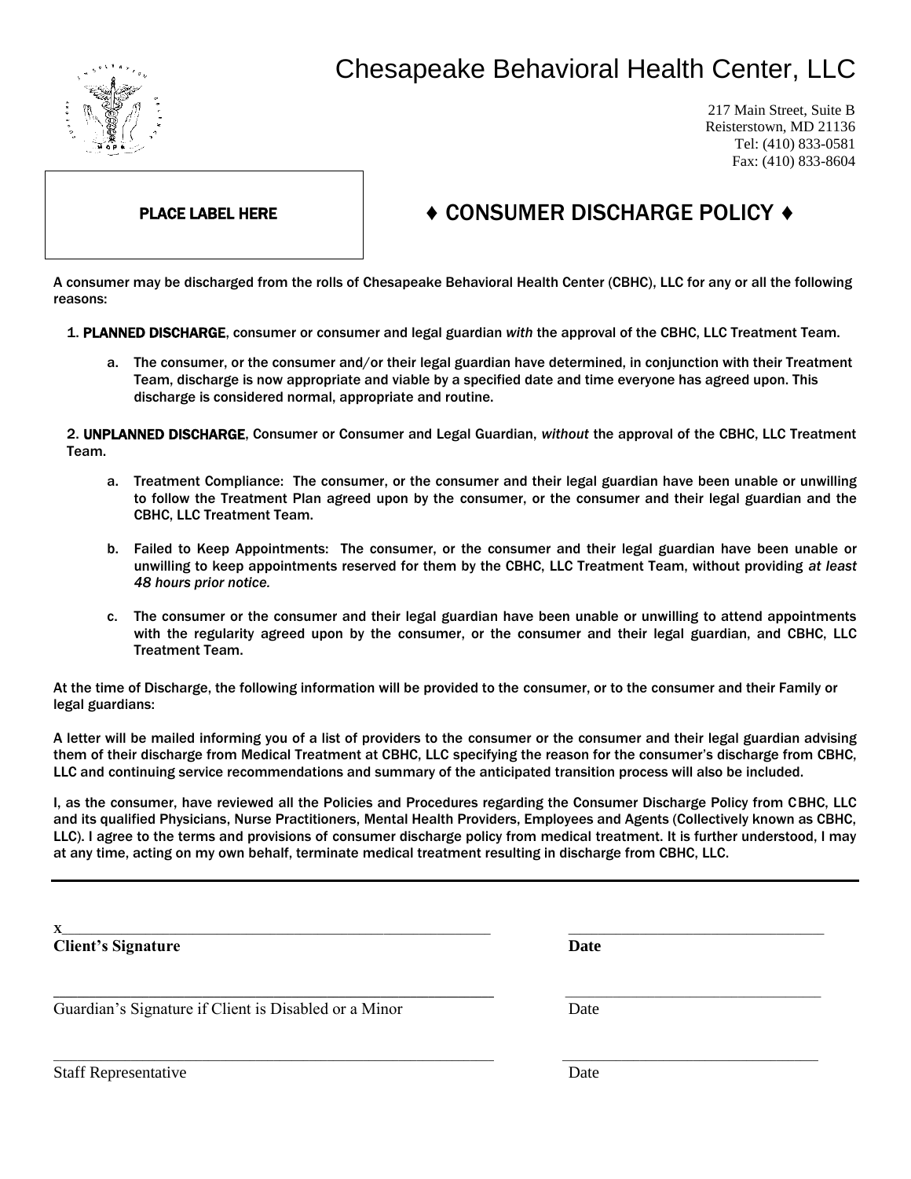# Chesapeake Behavioral Health Center, LLC

217 Main Street, Suite B
Reisterstown, MD 21136
Tel: (410) 833-0581
Fax: (410) 833-8604

PLACE LABEL HERE

## ♦ CONSUMER DISCHARGE POLICY ♦

A consumer may be discharged from the rolls of Chesapeake Behavioral Health Center (CBHC), LLC for any or all the following reasons:

1. **PLANNED DISCHARGE**, consumer or consumer and legal guardian *with* the approval of the CBHC, LLC Treatment Team.

   a. The consumer, or the consumer and/or their legal guardian have determined, in conjunction with their Treatment Team, discharge is now appropriate and viable by a specified date and time everyone has agreed upon. This discharge is considered normal, appropriate and routine.

2. **UNPLANNED DISCHARGE**, Consumer or Consumer and Legal Guardian, *without* the approval of the CBHC, LLC Treatment Team.

   a. Treatment Compliance: The consumer, or the consumer and their legal guardian have been unable or unwilling to follow the Treatment Plan agreed upon by the consumer, or the consumer and their legal guardian and the CBHC, LLC Treatment Team.

   b. Failed to Keep Appointments: The consumer, or the consumer and their legal guardian have been unable or unwilling to keep appointments reserved for them by the CBHC, LLC Treatment Team, without providing *at least 48 hours prior notice.*

   c. The consumer or the consumer and their legal guardian have been unable or unwilling to attend appointments with the regularity agreed upon by the consumer, or the consumer and their legal guardian, and CBHC, LLC Treatment Team.

At the time of Discharge, the following information will be provided to the consumer, or to the consumer and their Family or legal guardians:

A letter will be mailed informing you of a list of providers to the consumer or the consumer and their legal guardian advising them of their discharge from Medical Treatment at CBHC, LLC specifying the reason for the consumer's discharge from CBHC, LLC and continuing service recommendations and summary of the anticipated transition process will also be included.

I, as the consumer, have reviewed all the Policies and Procedures regarding the Consumer Discharge Policy from CBHC, LLC and its qualified Physicians, Nurse Practitioners, Mental Health Providers, Employees and Agents (Collectively known as CBHC, LLC). I agree to the terms and provisions of consumer discharge policy from medical treatment. It is further understood, I may at any time, acting on my own behalf, terminate medical treatment resulting in discharge from CBHC, LLC.

---

x\_\_\_\_\_\_\_\_\_\_\_\_\_\_\_\_\_\_\_\_\_\_\_\_\_\_\_\_\_\_\_\_\_\_\_\_\_\_\_\_ \_\_\_\_\_\_\_\_\_\_\_\_\_\_\_\_\_\_\_\_\_\_\_\_
**Client's Signature** **Date**

\_\_\_\_\_\_\_\_\_\_\_\_\_\_\_\_\_\_\_\_\_\_\_\_\_\_\_\_\_\_\_\_\_\_\_\_\_\_\_\_ \_\_\_\_\_\_\_\_\_\_\_\_\_\_\_\_\_\_\_\_\_\_\_\_
Guardian's Signature if Client is Disabled or a Minor Date

\_\_\_\_\_\_\_\_\_\_\_\_\_\_\_\_\_\_\_\_\_\_\_\_\_\_\_\_\_\_\_\_\_\_\_\_\_\_\_\_ \_\_\_\_\_\_\_\_\_\_\_\_\_\_\_\_\_\_\_\_\_\_\_\_
Staff Representative Date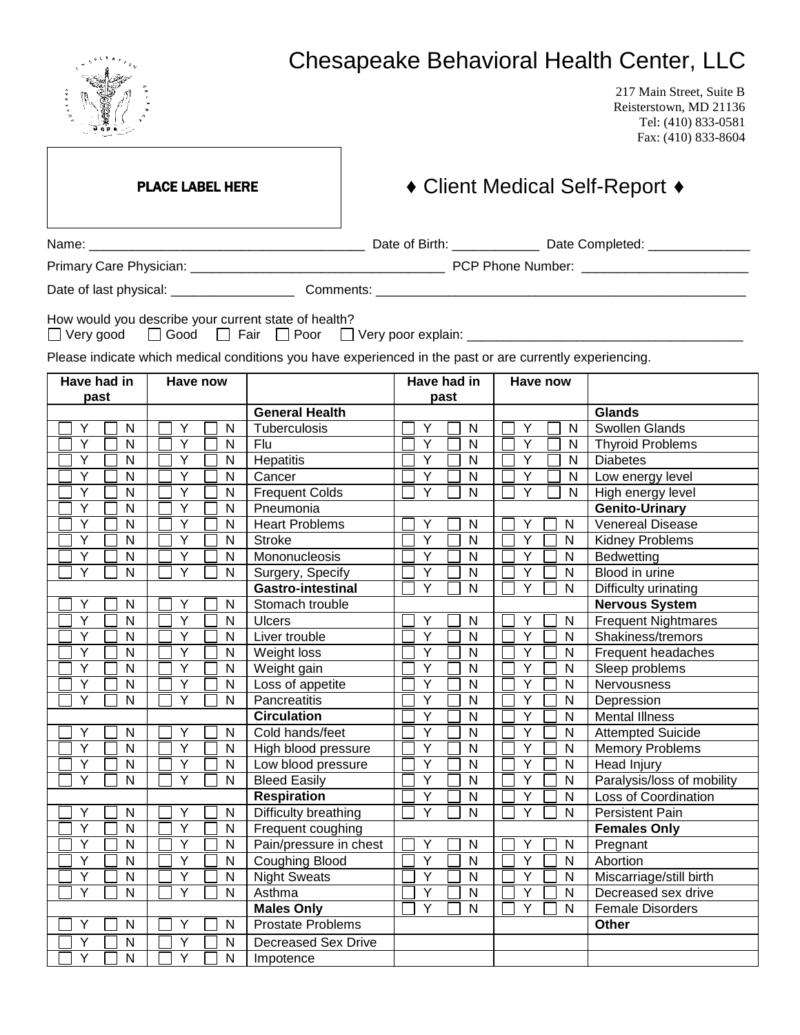# Chesapeake Behavioral Health Center, LLC

217 Main Street, Suite B
Reisterstown, MD 21136
Tel: (410) 833-0581
Fax: (410) 833-8604

PLACE LABEL HERE

## ♦ Client Medical Self-Report ♦

Name: ______________________________________ Date of Birth: ____________ Date Completed: ______________

Primary Care Physician: ___________________________________ PCP Phone Number: _______________________

Date of last physical: _________________ Comments: ___________________________________________________

How would you describe your current state of health?
☐ Very good ☐ Good ☐ Fair ☐ Poor ☐ Very poor explain: ______________________________________

Please indicate which medical conditions you have experienced in the past or are currently experiencing.

| Have had in past | Have now | | Have had in past | Have now | |
|---|---|---|---|---|---|
| | | **General Health** | | | **Glands** |
| ☐ Y ☐ N | ☐ Y ☐ N | Tuberculosis | ☐ Y ☐ N | ☐ Y ☐ N | Swollen Glands |
| ☐ Y ☐ N | ☐ Y ☐ N | Flu | ☐ Y ☐ N | ☐ Y ☐ N | Thyroid Problems |
| ☐ Y ☐ N | ☐ Y ☐ N | Hepatitis | ☐ Y ☐ N | ☐ Y ☐ N | Diabetes |
| ☐ Y ☐ N | ☐ Y ☐ N | Cancer | ☐ Y ☐ N | ☐ Y ☐ N | Low energy level |
| ☐ Y ☐ N | ☐ Y ☐ N | Frequent Colds | ☐ Y ☐ N | ☐ Y ☐ N | High energy level |
| ☐ Y ☐ N | ☐ Y ☐ N | Pneumonia | | | **Genito-Urinary** |
| ☐ Y ☐ N | ☐ Y ☐ N | Heart Problems | ☐ Y ☐ N | ☐ Y ☐ N | Venereal Disease |
| ☐ Y ☐ N | ☐ Y ☐ N | Stroke | ☐ Y ☐ N | ☐ Y ☐ N | Kidney Problems |
| ☐ Y ☐ N | ☐ Y ☐ N | Mononucleosis | ☐ Y ☐ N | ☐ Y ☐ N | Bedwetting |
| ☐ Y ☐ N | ☐ Y ☐ N | Surgery, Specify | ☐ Y ☐ N | ☐ Y ☐ N | Blood in urine |
| | | **Gastro-intestinal** | ☐ Y ☐ N | ☐ Y ☐ N | Difficulty urinating |
| ☐ Y ☐ N | ☐ Y ☐ N | Stomach trouble | | | **Nervous System** |
| ☐ Y ☐ N | ☐ Y ☐ N | Ulcers | ☐ Y ☐ N | ☐ Y ☐ N | Frequent Nightmares |
| ☐ Y ☐ N | ☐ Y ☐ N | Liver trouble | ☐ Y ☐ N | ☐ Y ☐ N | Shakiness/tremors |
| ☐ Y ☐ N | ☐ Y ☐ N | Weight loss | ☐ Y ☐ N | ☐ Y ☐ N | Frequent headaches |
| ☐ Y ☐ N | ☐ Y ☐ N | Weight gain | ☐ Y ☐ N | ☐ Y ☐ N | Sleep problems |
| ☐ Y ☐ N | ☐ Y ☐ N | Loss of appetite | ☐ Y ☐ N | ☐ Y ☐ N | Nervousness |
| ☐ Y ☐ N | ☐ Y ☐ N | Pancreatitis | ☐ Y ☐ N | ☐ Y ☐ N | Depression |
| | | **Circulation** | ☐ Y ☐ N | ☐ Y ☐ N | Mental Illness |
| ☐ Y ☐ N | ☐ Y ☐ N | Cold hands/feet | ☐ Y ☐ N | ☐ Y ☐ N | Attempted Suicide |
| ☐ Y ☐ N | ☐ Y ☐ N | High blood pressure | ☐ Y ☐ N | ☐ Y ☐ N | Memory Problems |
| ☐ Y ☐ N | ☐ Y ☐ N | Low blood pressure | ☐ Y ☐ N | ☐ Y ☐ N | Head Injury |
| ☐ Y ☐ N | ☐ Y ☐ N | Bleed Easily | ☐ Y ☐ N | ☐ Y ☐ N | Paralysis/loss of mobility |
| | | **Respiration** | ☐ Y ☐ N | ☐ Y ☐ N | Loss of Coordination |
| ☐ Y ☐ N | ☐ Y ☐ N | Difficulty breathing | ☐ Y ☐ N | ☐ Y ☐ N | Persistent Pain |
| ☐ Y ☐ N | ☐ Y ☐ N | Frequent coughing | | | **Females Only** |
| ☐ Y ☐ N | ☐ Y ☐ N | Pain/pressure in chest | ☐ Y ☐ N | ☐ Y ☐ N | Pregnant |
| ☐ Y ☐ N | ☐ Y ☐ N | Coughing Blood | ☐ Y ☐ N | ☐ Y ☐ N | Abortion |
| ☐ Y ☐ N | ☐ Y ☐ N | Night Sweats | ☐ Y ☐ N | ☐ Y ☐ N | Miscarriage/still birth |
| ☐ Y ☐ N | ☐ Y ☐ N | Asthma | ☐ Y ☐ N | ☐ Y ☐ N | Decreased sex drive |
| | | **Males Only** | ☐ Y ☐ N | ☐ Y ☐ N | Female Disorders |
| ☐ Y ☐ N | ☐ Y ☐ N | Prostate Problems | | | **Other** |
| ☐ Y ☐ N | ☐ Y ☐ N | Decreased Sex Drive | | | |
| ☐ Y ☐ N | ☐ Y ☐ N | Impotence | | | |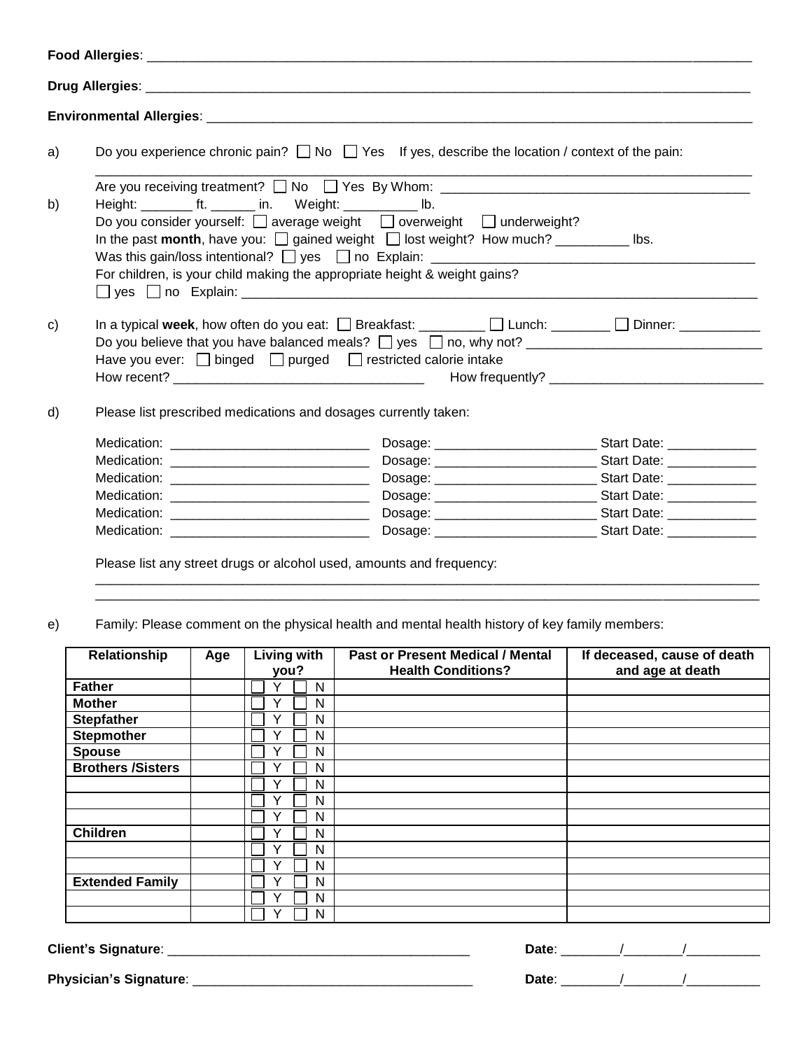**Food Allergies**: ____________________________________________________________________________

**Drug Allergies**: ____________________________________________________________________________

**Environmental Allergies**: ______________________________________________________________________

a) Do you experience chronic pain? ☐ No ☐ Yes If yes, describe the location / context of the pain:
______________________________________________________________________________
Are you receiving treatment? ☐ No ☐ Yes By Whom: ________________________________________

b) Height: _______ ft. ______ in. Weight: __________ lb.
Do you consider yourself: ☐ average weight ☐ overweight ☐ underweight?
In the past **month**, have you: ☐ gained weight ☐ lost weight? How much? __________ lbs.
Was this gain/loss intentional? ☐ yes ☐ no Explain: ____________________________________________
For children, is your child making the appropriate height & weight gains?
☐ yes ☐ no Explain: _____________________________________________________________________

c) In a typical **week**, how often do you eat: ☐ Breakfast: _________ ☐ Lunch: ________ ☐ Dinner: ___________
Do you believe that you have balanced meals? ☐ yes ☐ no, why not? ________________________________
Have you ever: ☐ binged ☐ purged ☐ restricted calorie intake
How recent? __________________________________ How frequently? _____________________________

d) Please list prescribed medications and dosages currently taken:

Medication: ___________________________ Dosage: ______________________ Start Date: ____________
Medication: ___________________________ Dosage: ______________________ Start Date: ____________
Medication: ___________________________ Dosage: ______________________ Start Date: ____________
Medication: ___________________________ Dosage: ______________________ Start Date: ____________
Medication: ___________________________ Dosage: ______________________ Start Date: ____________
Medication: ___________________________ Dosage: ______________________ Start Date: ____________

Please list any street drugs or alcohol used, amounts and frequency:
______________________________________________________________________________
______________________________________________________________________________

e) Family: Please comment on the physical health and mental health history of key family members:

| Relationship | Age | Living with you? | Past or Present Medical / Mental Health Conditions? | If deceased, cause of death and age at death |
|---|---|---|---|---|
| **Father** | | ☐ Y ☐ N | | |
| **Mother** | | ☐ Y ☐ N | | |
| **Stepfather** | | ☐ Y ☐ N | | |
| **Stepmother** | | ☐ Y ☐ N | | |
| **Spouse** | | ☐ Y ☐ N | | |
| **Brothers /Sisters** | | ☐ Y ☐ N | | |
| | | ☐ Y ☐ N | | |
| | | ☐ Y ☐ N | | |
| | | ☐ Y ☐ N | | |
| **Children** | | ☐ Y ☐ N | | |
| | | ☐ Y ☐ N | | |
| | | ☐ Y ☐ N | | |
| **Extended Family** | | ☐ Y ☐ N | | |
| | | ☐ Y ☐ N | | |
| | | ☐ Y ☐ N | | |

**Client's Signature**: __________________________________________ **Date**: ________/________/__________

**Physician's Signature**: ________________________________________ **Date**: ________/________/__________